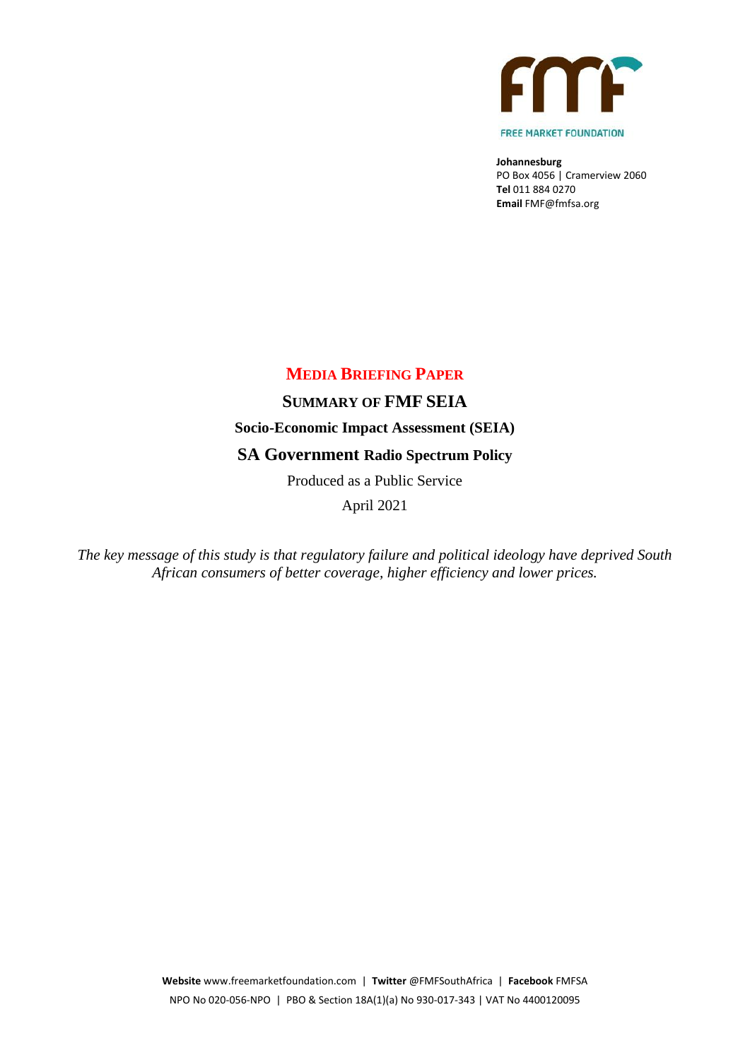FREE MARKET FOUNDATION

**Johannesburg**
PO Box 4056 | Cramerview 2060
**Tel** 011 884 0270
**Email** FMF@fmfsa.org

# MEDIA BRIEFING PAPER

## SUMMARY OF FMF SEIA

### Socio-Economic Impact Assessment (SEIA)

### SA Government Radio Spectrum Policy

Produced as a Public Service

April 2021

*The key message of this study is that regulatory failure and political ideology have deprived South African consumers of better coverage, higher efficiency and lower prices.*

**Website** www.freemarketfoundation.com | **Twitter** @FMFSouthAfrica | **Facebook** FMFSA
NPO No 020-056-NPO | PBO & Section 18A(1)(a) No 930-017-343 | VAT No 4400120095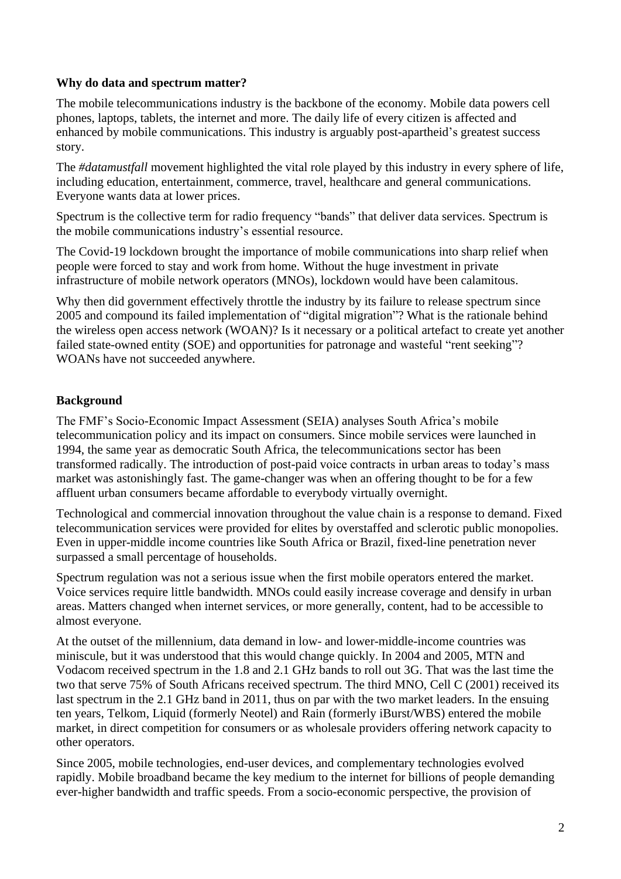**Why do data and spectrum matter?**

The mobile telecommunications industry is the backbone of the economy. Mobile data powers cell phones, laptops, tablets, the internet and more. The daily life of every citizen is affected and enhanced by mobile communications. This industry is arguably post-apartheid's greatest success story.

The *#datamustfall* movement highlighted the vital role played by this industry in every sphere of life, including education, entertainment, commerce, travel, healthcare and general communications. Everyone wants data at lower prices.

Spectrum is the collective term for radio frequency "bands" that deliver data services. Spectrum is the mobile communications industry's essential resource.

The Covid-19 lockdown brought the importance of mobile communications into sharp relief when people were forced to stay and work from home. Without the huge investment in private infrastructure of mobile network operators (MNOs), lockdown would have been calamitous.

Why then did government effectively throttle the industry by its failure to release spectrum since 2005 and compound its failed implementation of "digital migration"? What is the rationale behind the wireless open access network (WOAN)? Is it necessary or a political artefact to create yet another failed state-owned entity (SOE) and opportunities for patronage and wasteful "rent seeking"? WOANs have not succeeded anywhere.

**Background**

The FMF's Socio-Economic Impact Assessment (SEIA) analyses South Africa's mobile telecommunication policy and its impact on consumers. Since mobile services were launched in 1994, the same year as democratic South Africa, the telecommunications sector has been transformed radically. The introduction of post-paid voice contracts in urban areas to today's mass market was astonishingly fast. The game-changer was when an offering thought to be for a few affluent urban consumers became affordable to everybody virtually overnight.

Technological and commercial innovation throughout the value chain is a response to demand. Fixed telecommunication services were provided for elites by overstaffed and sclerotic public monopolies. Even in upper-middle income countries like South Africa or Brazil, fixed-line penetration never surpassed a small percentage of households.

Spectrum regulation was not a serious issue when the first mobile operators entered the market. Voice services require little bandwidth. MNOs could easily increase coverage and densify in urban areas. Matters changed when internet services, or more generally, content, had to be accessible to almost everyone.

At the outset of the millennium, data demand in low- and lower-middle-income countries was miniscule, but it was understood that this would change quickly. In 2004 and 2005, MTN and Vodacom received spectrum in the 1.8 and 2.1 GHz bands to roll out 3G. That was the last time the two that serve 75% of South Africans received spectrum. The third MNO, Cell C (2001) received its last spectrum in the 2.1 GHz band in 2011, thus on par with the two market leaders. In the ensuing ten years, Telkom, Liquid (formerly Neotel) and Rain (formerly iBurst/WBS) entered the mobile market, in direct competition for consumers or as wholesale providers offering network capacity to other operators.

Since 2005, mobile technologies, end-user devices, and complementary technologies evolved rapidly. Mobile broadband became the key medium to the internet for billions of people demanding ever-higher bandwidth and traffic speeds. From a socio-economic perspective, the provision of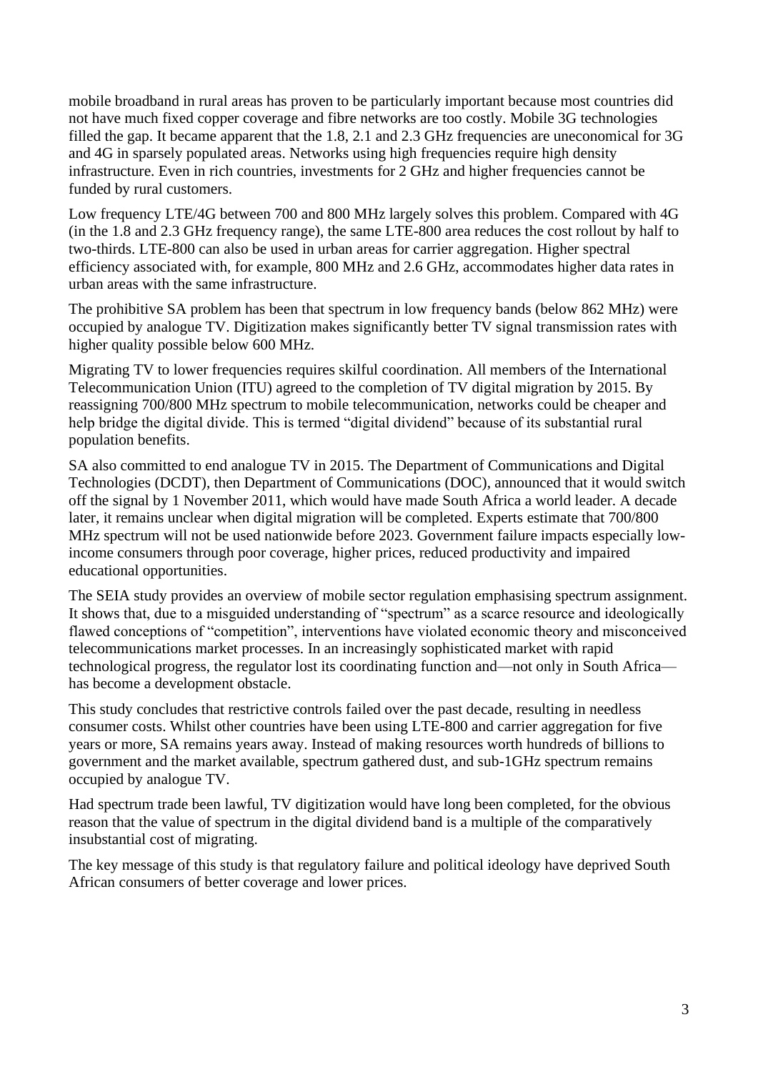mobile broadband in rural areas has proven to be particularly important because most countries did not have much fixed copper coverage and fibre networks are too costly. Mobile 3G technologies filled the gap. It became apparent that the 1.8, 2.1 and 2.3 GHz frequencies are uneconomical for 3G and 4G in sparsely populated areas. Networks using high frequencies require high density infrastructure. Even in rich countries, investments for 2 GHz and higher frequencies cannot be funded by rural customers.

Low frequency LTE/4G between 700 and 800 MHz largely solves this problem. Compared with 4G (in the 1.8 and 2.3 GHz frequency range), the same LTE-800 area reduces the cost rollout by half to two-thirds. LTE-800 can also be used in urban areas for carrier aggregation. Higher spectral efficiency associated with, for example, 800 MHz and 2.6 GHz, accommodates higher data rates in urban areas with the same infrastructure.

The prohibitive SA problem has been that spectrum in low frequency bands (below 862 MHz) were occupied by analogue TV. Digitization makes significantly better TV signal transmission rates with higher quality possible below 600 MHz.

Migrating TV to lower frequencies requires skilful coordination. All members of the International Telecommunication Union (ITU) agreed to the completion of TV digital migration by 2015. By reassigning 700/800 MHz spectrum to mobile telecommunication, networks could be cheaper and help bridge the digital divide. This is termed "digital dividend" because of its substantial rural population benefits.

SA also committed to end analogue TV in 2015. The Department of Communications and Digital Technologies (DCDT), then Department of Communications (DOC), announced that it would switch off the signal by 1 November 2011, which would have made South Africa a world leader. A decade later, it remains unclear when digital migration will be completed. Experts estimate that 700/800 MHz spectrum will not be used nationwide before 2023. Government failure impacts especially low-income consumers through poor coverage, higher prices, reduced productivity and impaired educational opportunities.

The SEIA study provides an overview of mobile sector regulation emphasising spectrum assignment. It shows that, due to a misguided understanding of "spectrum" as a scarce resource and ideologically flawed conceptions of "competition", interventions have violated economic theory and misconceived telecommunications market processes. In an increasingly sophisticated market with rapid technological progress, the regulator lost its coordinating function and—not only in South Africa—has become a development obstacle.

This study concludes that restrictive controls failed over the past decade, resulting in needless consumer costs. Whilst other countries have been using LTE-800 and carrier aggregation for five years or more, SA remains years away. Instead of making resources worth hundreds of billions to government and the market available, spectrum gathered dust, and sub-1GHz spectrum remains occupied by analogue TV.

Had spectrum trade been lawful, TV digitization would have long been completed, for the obvious reason that the value of spectrum in the digital dividend band is a multiple of the comparatively insubstantial cost of migrating.

The key message of this study is that regulatory failure and political ideology have deprived South African consumers of better coverage and lower prices.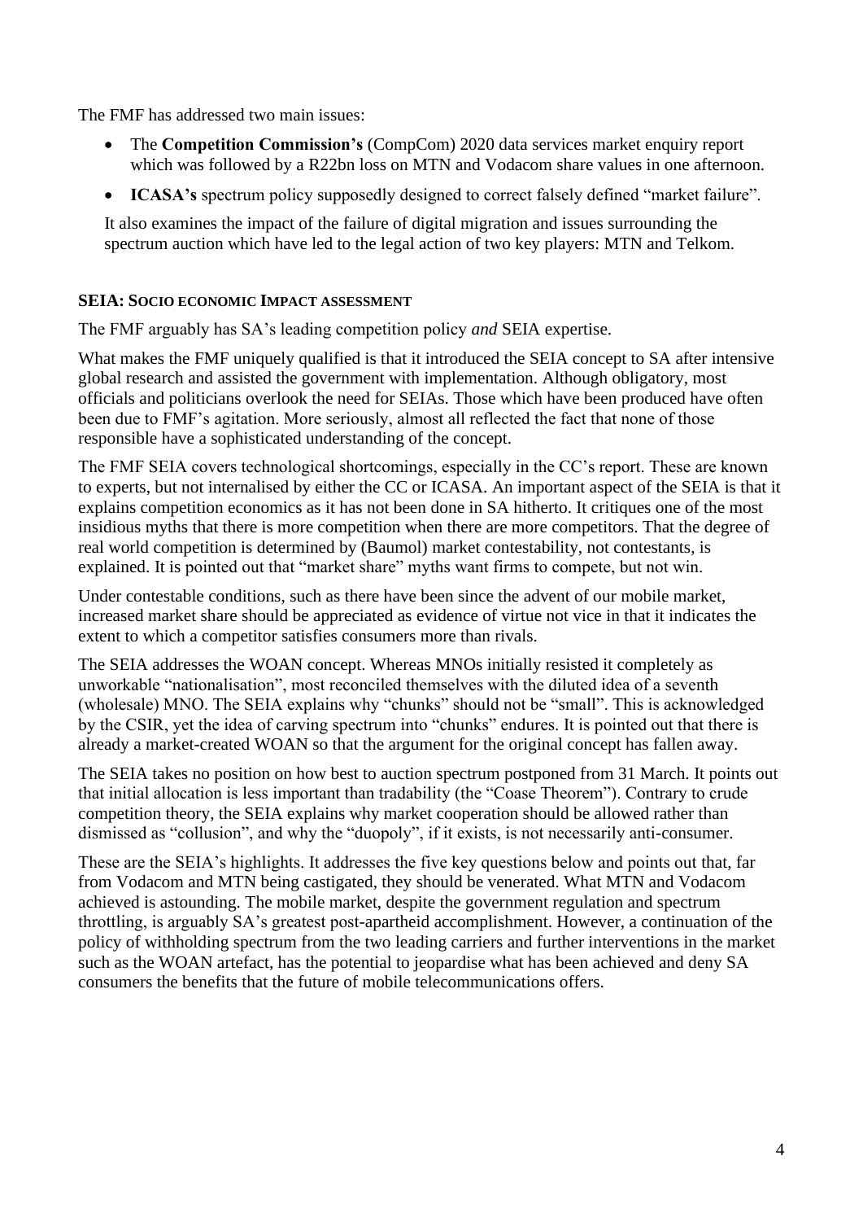The FMF has addressed two main issues:

- The **Competition Commission's** (CompCom) 2020 data services market enquiry report which was followed by a R22bn loss on MTN and Vodacom share values in one afternoon.
- **ICASA's** spectrum policy supposedly designed to correct falsely defined "market failure".

It also examines the impact of the failure of digital migration and issues surrounding the spectrum auction which have led to the legal action of two key players: MTN and Telkom.

### SEIA: Socio economic Impact assessment

The FMF arguably has SA's leading competition policy *and* SEIA expertise.

What makes the FMF uniquely qualified is that it introduced the SEIA concept to SA after intensive global research and assisted the government with implementation. Although obligatory, most officials and politicians overlook the need for SEIAs. Those which have been produced have often been due to FMF's agitation. More seriously, almost all reflected the fact that none of those responsible have a sophisticated understanding of the concept.

The FMF SEIA covers technological shortcomings, especially in the CC's report. These are known to experts, but not internalised by either the CC or ICASA. An important aspect of the SEIA is that it explains competition economics as it has not been done in SA hitherto. It critiques one of the most insidious myths that there is more competition when there are more competitors. That the degree of real world competition is determined by (Baumol) market contestability, not contestants, is explained. It is pointed out that "market share" myths want firms to compete, but not win.

Under contestable conditions, such as there have been since the advent of our mobile market, increased market share should be appreciated as evidence of virtue not vice in that it indicates the extent to which a competitor satisfies consumers more than rivals.

The SEIA addresses the WOAN concept. Whereas MNOs initially resisted it completely as unworkable "nationalisation", most reconciled themselves with the diluted idea of a seventh (wholesale) MNO. The SEIA explains why "chunks" should not be "small". This is acknowledged by the CSIR, yet the idea of carving spectrum into "chunks" endures. It is pointed out that there is already a market-created WOAN so that the argument for the original concept has fallen away.

The SEIA takes no position on how best to auction spectrum postponed from 31 March. It points out that initial allocation is less important than tradability (the "Coase Theorem"). Contrary to crude competition theory, the SEIA explains why market cooperation should be allowed rather than dismissed as "collusion", and why the "duopoly", if it exists, is not necessarily anti-consumer.

These are the SEIA's highlights. It addresses the five key questions below and points out that, far from Vodacom and MTN being castigated, they should be venerated. What MTN and Vodacom achieved is astounding. The mobile market, despite the government regulation and spectrum throttling, is arguably SA's greatest post-apartheid accomplishment. However, a continuation of the policy of withholding spectrum from the two leading carriers and further interventions in the market such as the WOAN artefact, has the potential to jeopardise what has been achieved and deny SA consumers the benefits that the future of mobile telecommunications offers.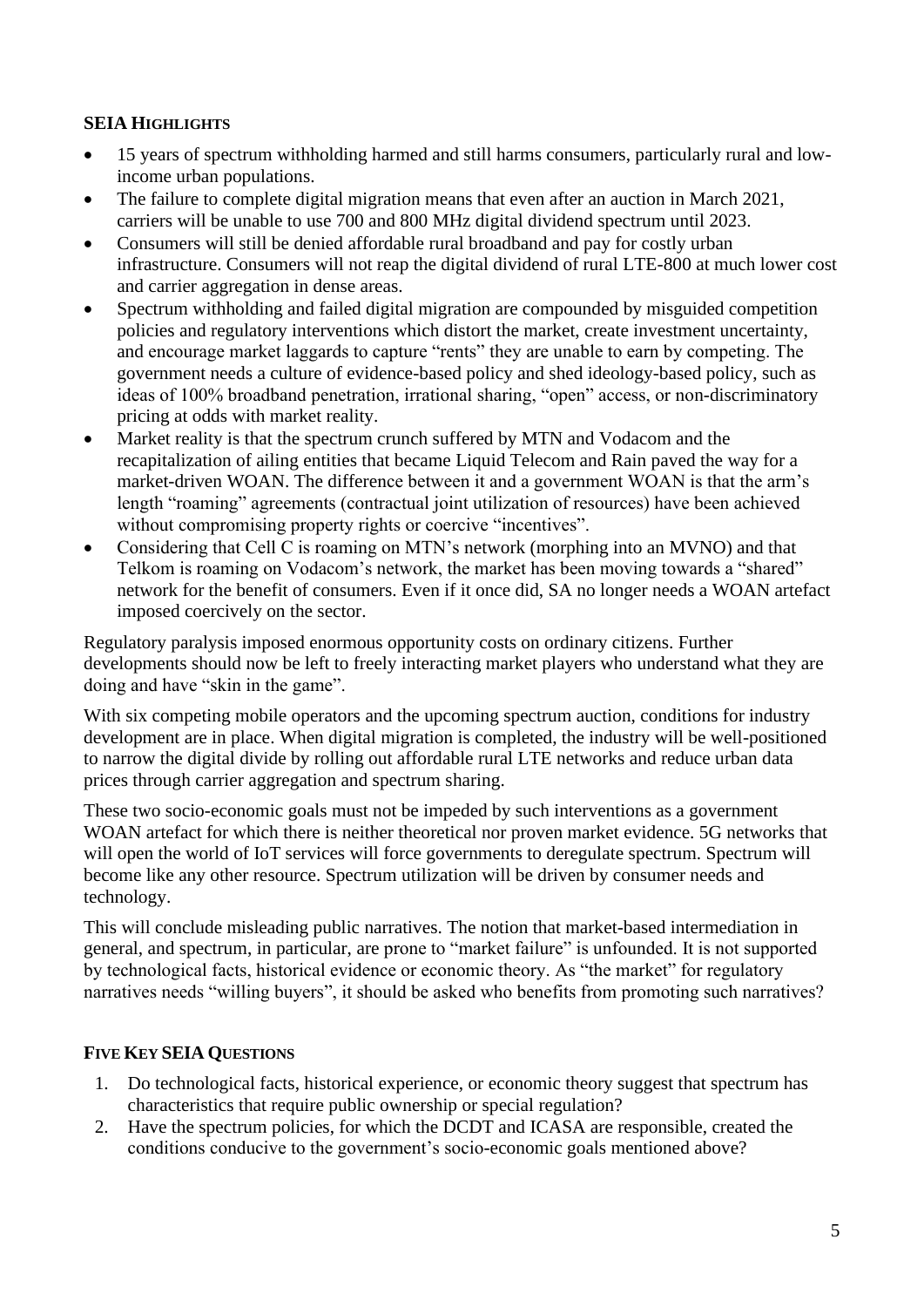## SEIA Highlights

- 15 years of spectrum withholding harmed and still harms consumers, particularly rural and low-income urban populations.
- The failure to complete digital migration means that even after an auction in March 2021, carriers will be unable to use 700 and 800 MHz digital dividend spectrum until 2023.
- Consumers will still be denied affordable rural broadband and pay for costly urban infrastructure. Consumers will not reap the digital dividend of rural LTE-800 at much lower cost and carrier aggregation in dense areas.
- Spectrum withholding and failed digital migration are compounded by misguided competition policies and regulatory interventions which distort the market, create investment uncertainty, and encourage market laggards to capture "rents" they are unable to earn by competing. The government needs a culture of evidence-based policy and shed ideology-based policy, such as ideas of 100% broadband penetration, irrational sharing, "open" access, or non-discriminatory pricing at odds with market reality.
- Market reality is that the spectrum crunch suffered by MTN and Vodacom and the recapitalization of ailing entities that became Liquid Telecom and Rain paved the way for a market-driven WOAN. The difference between it and a government WOAN is that the arm's length "roaming" agreements (contractual joint utilization of resources) have been achieved without compromising property rights or coercive "incentives".
- Considering that Cell C is roaming on MTN's network (morphing into an MVNO) and that Telkom is roaming on Vodacom's network, the market has been moving towards a "shared" network for the benefit of consumers. Even if it once did, SA no longer needs a WOAN artefact imposed coercively on the sector.

Regulatory paralysis imposed enormous opportunity costs on ordinary citizens. Further developments should now be left to freely interacting market players who understand what they are doing and have "skin in the game".

With six competing mobile operators and the upcoming spectrum auction, conditions for industry development are in place. When digital migration is completed, the industry will be well-positioned to narrow the digital divide by rolling out affordable rural LTE networks and reduce urban data prices through carrier aggregation and spectrum sharing.

These two socio-economic goals must not be impeded by such interventions as a government WOAN artefact for which there is neither theoretical nor proven market evidence. 5G networks that will open the world of IoT services will force governments to deregulate spectrum. Spectrum will become like any other resource. Spectrum utilization will be driven by consumer needs and technology.

This will conclude misleading public narratives. The notion that market-based intermediation in general, and spectrum, in particular, are prone to "market failure" is unfounded. It is not supported by technological facts, historical evidence or economic theory. As "the market" for regulatory narratives needs "willing buyers", it should be asked who benefits from promoting such narratives?

## Five Key SEIA Questions

1. Do technological facts, historical experience, or economic theory suggest that spectrum has characteristics that require public ownership or special regulation?
2. Have the spectrum policies, for which the DCDT and ICASA are responsible, created the conditions conducive to the government's socio-economic goals mentioned above?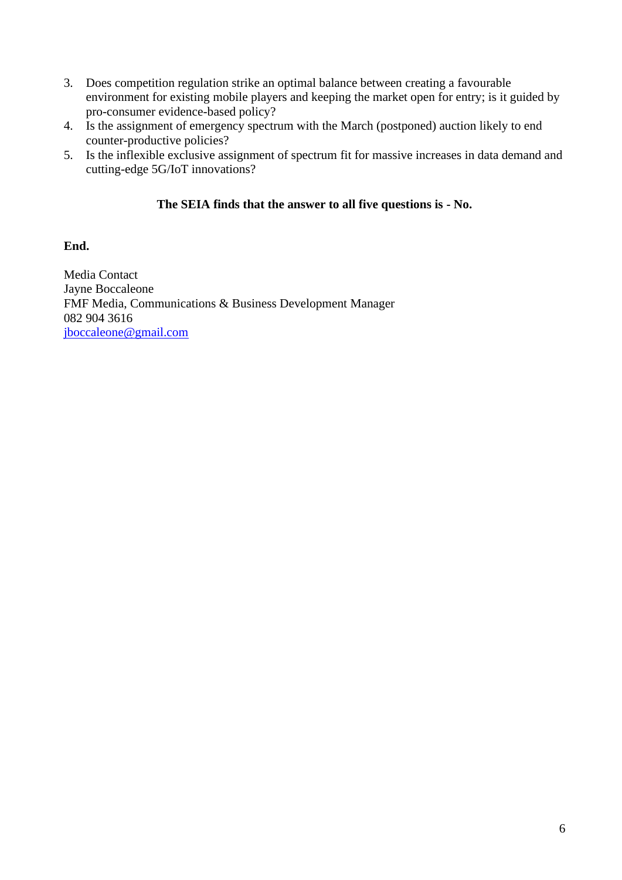3. Does competition regulation strike an optimal balance between creating a favourable environment for existing mobile players and keeping the market open for entry; is it guided by pro-consumer evidence-based policy?
4. Is the assignment of emergency spectrum with the March (postponed) auction likely to end counter-productive policies?
5. Is the inflexible exclusive assignment of spectrum fit for massive increases in data demand and cutting-edge 5G/IoT innovations?

**The SEIA finds that the answer to all five questions is - No.**

**End.**

Media Contact
Jayne Boccaleone
FMF Media, Communications & Business Development Manager
082 904 3616
jboccaleone@gmail.com